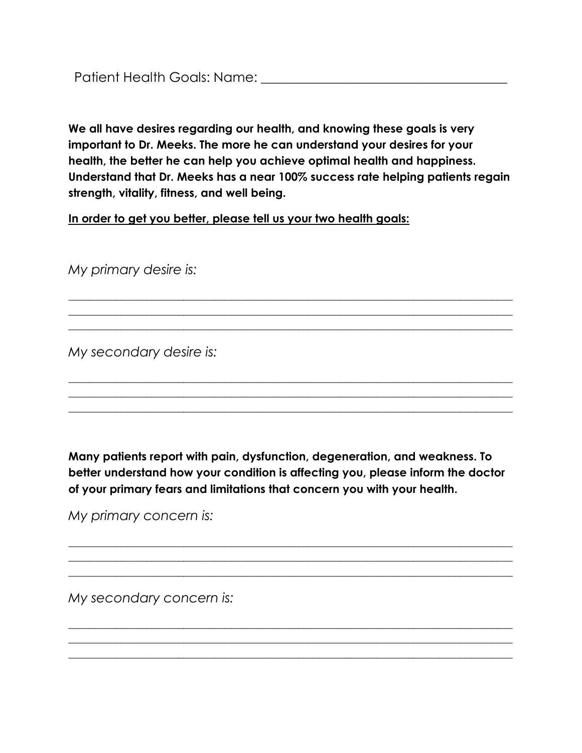Patient Health Goals: Name: ___________________________________

**We all have desires regarding our health, and knowing these goals is very important to Dr. Meeks. The more he can understand your desires for your health, the better he can help you achieve optimal health and happiness. Understand that Dr. Meeks has a near 100% success rate helping patients regain strength, vitality, fitness, and well being.**

**<u>In order to get you better, please tell us your two health goals:</u>**

*My primary desire is:*

_______________________________________________________________________
_______________________________________________________________________
_______________________________________________________________________

*My secondary desire is:*

_______________________________________________________________________
_______________________________________________________________________
_______________________________________________________________________

**Many patients report with pain, dysfunction, degeneration, and weakness. To better understand how your condition is affecting you, please inform the doctor of your primary fears and limitations that concern you with your health.**

*My primary concern is:*

_______________________________________________________________________
_______________________________________________________________________
_______________________________________________________________________

*My secondary concern is:*

_______________________________________________________________________
_______________________________________________________________________
_______________________________________________________________________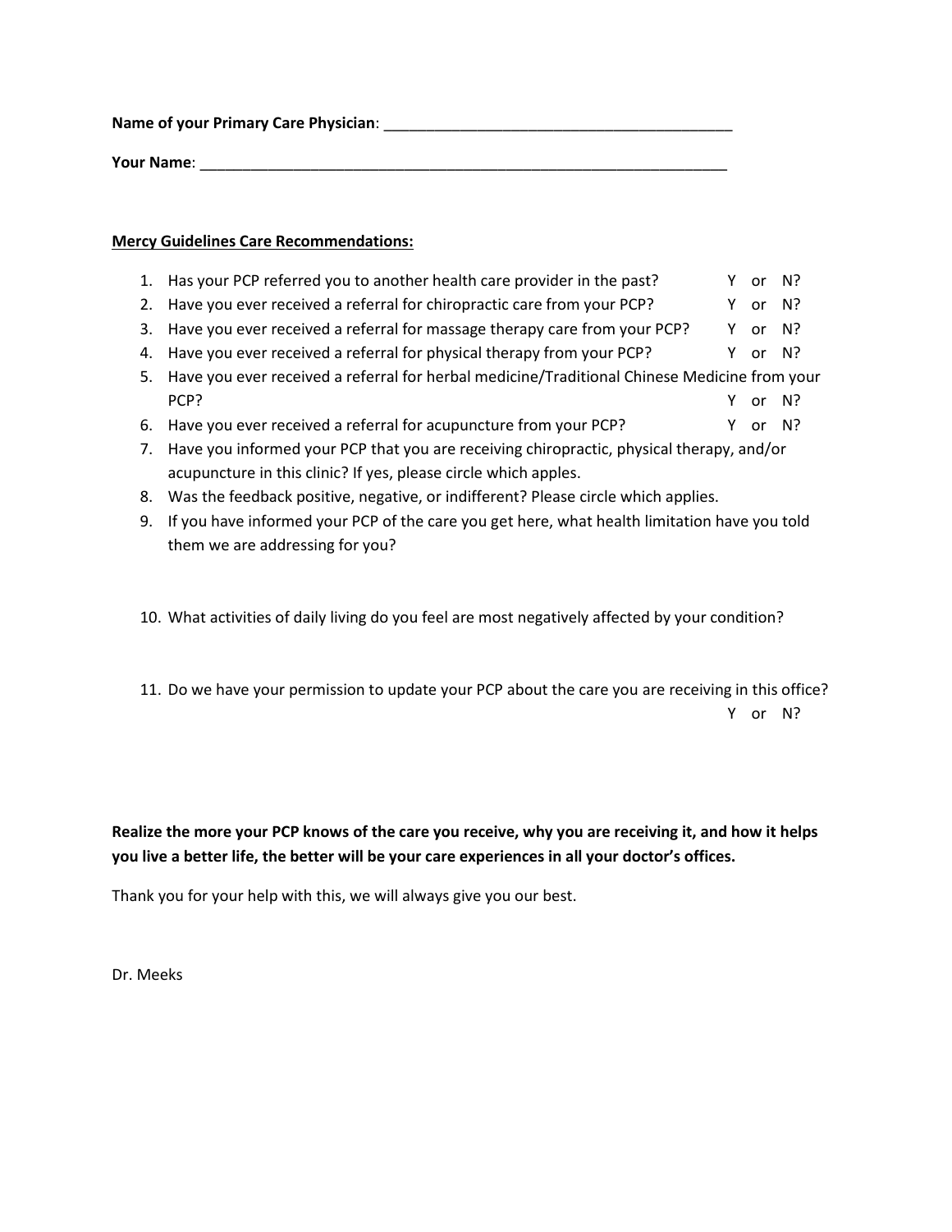**Name of your Primary Care Physician**: ___________________________________________

**Your Name**: _________________________________________________________________

**Mercy Guidelines Care Recommendations:**

1. Has your PCP referred you to another health care provider in the past? Y or N?
2. Have you ever received a referral for chiropractic care from your PCP? Y or N?
3. Have you ever received a referral for massage therapy care from your PCP? Y or N?
4. Have you ever received a referral for physical therapy from your PCP? Y or N?
5. Have you ever received a referral for herbal medicine/Traditional Chinese Medicine from your PCP? Y or N?
6. Have you ever received a referral for acupuncture from your PCP? Y or N?
7. Have you informed your PCP that you are receiving chiropractic, physical therapy, and/or acupuncture in this clinic? If yes, please circle which apples.
8. Was the feedback positive, negative, or indifferent? Please circle which applies.
9. If you have informed your PCP of the care you get here, what health limitation have you told them we are addressing for you?

10. What activities of daily living do you feel are most negatively affected by your condition?

11. Do we have your permission to update your PCP about the care you are receiving in this office? Y or N?

**Realize the more your PCP knows of the care you receive, why you are receiving it, and how it helps you live a better life, the better will be your care experiences in all your doctor's offices.**

Thank you for your help with this, we will always give you our best.

Dr. Meeks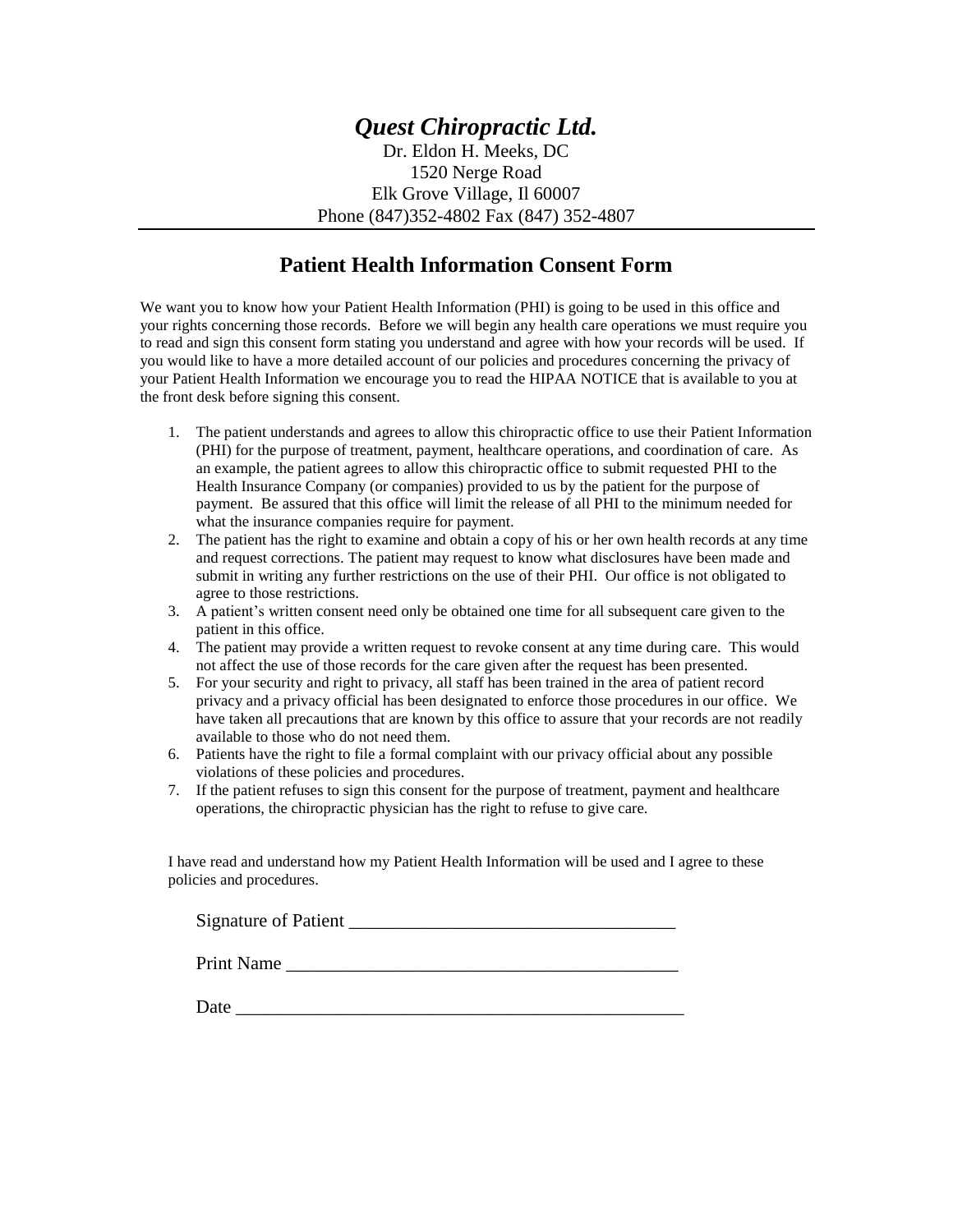# *Quest Chiropractic Ltd.*

Dr. Eldon H. Meeks, DC
1520 Nerge Road
Elk Grove Village, Il 60007
Phone (847)352-4802 Fax (847) 352-4807

## Patient Health Information Consent Form

We want you to know how your Patient Health Information (PHI) is going to be used in this office and your rights concerning those records. Before we will begin any health care operations we must require you to read and sign this consent form stating you understand and agree with how your records will be used. If you would like to have a more detailed account of our policies and procedures concerning the privacy of your Patient Health Information we encourage you to read the HIPAA NOTICE that is available to you at the front desk before signing this consent.

1. The patient understands and agrees to allow this chiropractic office to use their Patient Information (PHI) for the purpose of treatment, payment, healthcare operations, and coordination of care. As an example, the patient agrees to allow this chiropractic office to submit requested PHI to the Health Insurance Company (or companies) provided to us by the patient for the purpose of payment. Be assured that this office will limit the release of all PHI to the minimum needed for what the insurance companies require for payment.
2. The patient has the right to examine and obtain a copy of his or her own health records at any time and request corrections. The patient may request to know what disclosures have been made and submit in writing any further restrictions on the use of their PHI. Our office is not obligated to agree to those restrictions.
3. A patient's written consent need only be obtained one time for all subsequent care given to the patient in this office.
4. The patient may provide a written request to revoke consent at any time during care. This would not affect the use of those records for the care given after the request has been presented.
5. For your security and right to privacy, all staff has been trained in the area of patient record privacy and a privacy official has been designated to enforce those procedures in our office. We have taken all precautions that are known by this office to assure that your records are not readily available to those who do not need them.
6. Patients have the right to file a formal complaint with our privacy official about any possible violations of these policies and procedures.
7. If the patient refuses to sign this consent for the purpose of treatment, payment and healthcare operations, the chiropractic physician has the right to refuse to give care.

I have read and understand how my Patient Health Information will be used and I agree to these policies and procedures.

Signature of Patient ___________________________________

Print Name ___________________________________________

Date ________________________________________________